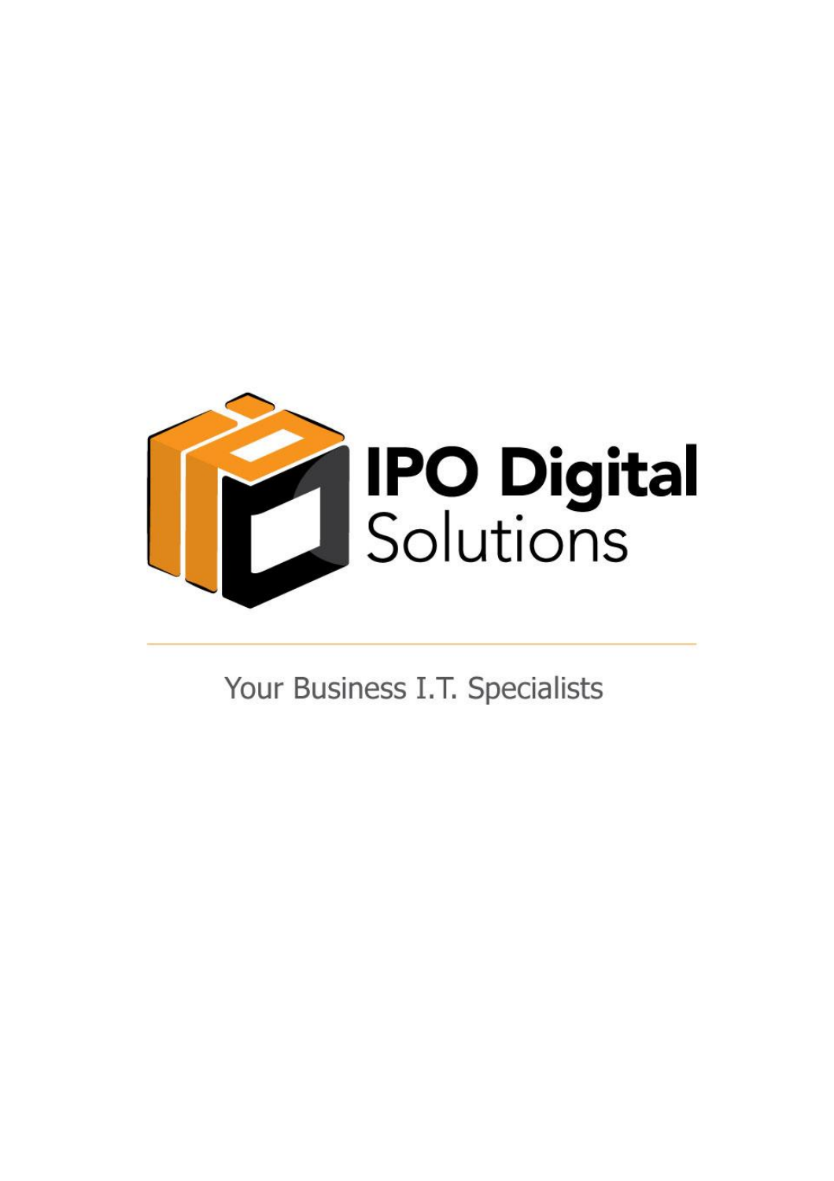# IPO Digital Solutions

Your Business I.T. Specialists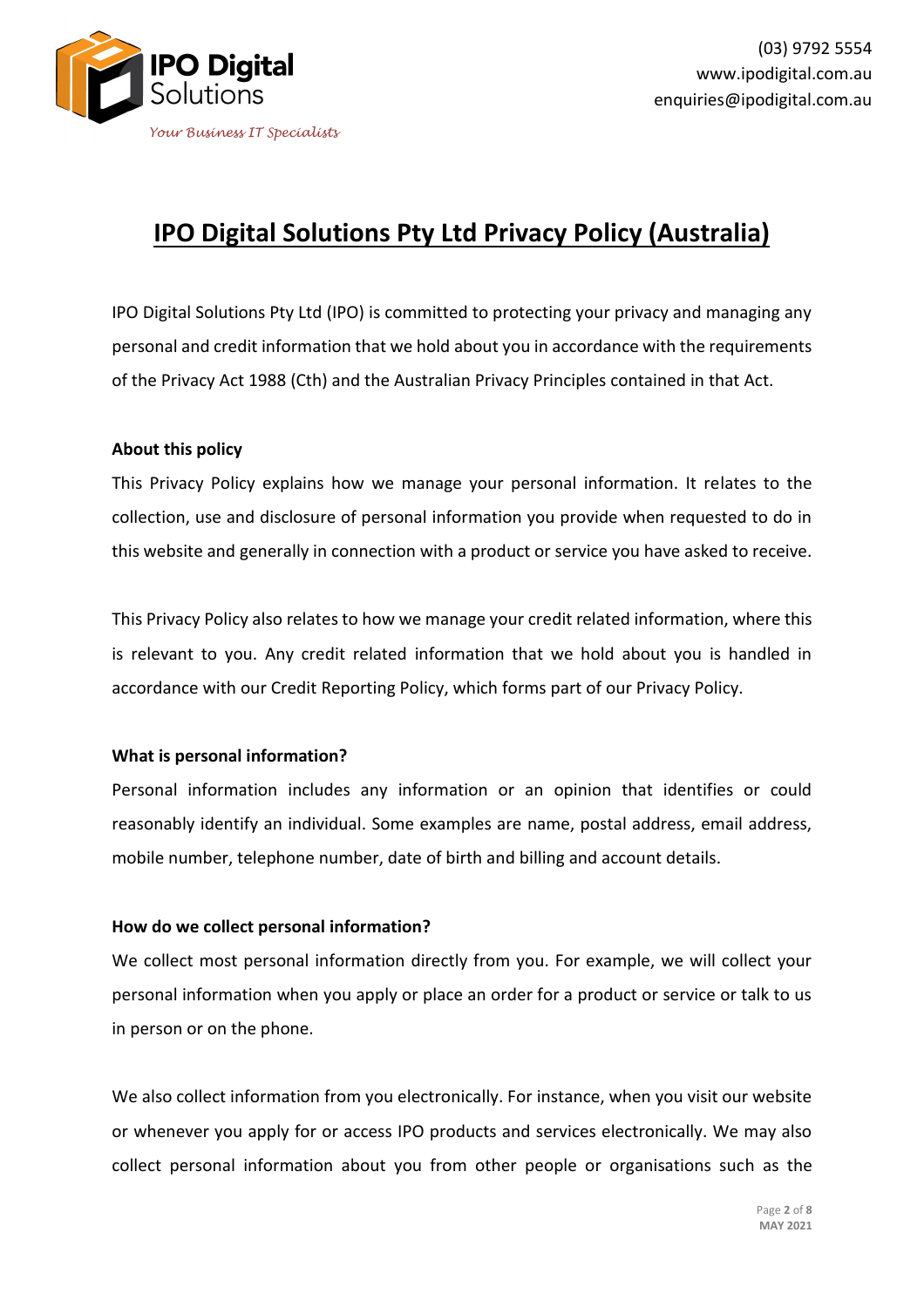# IPO Digital Solutions Pty Ltd Privacy Policy (Australia)

IPO Digital Solutions Pty Ltd (IPO) is committed to protecting your privacy and managing any personal and credit information that we hold about you in accordance with the requirements of the Privacy Act 1988 (Cth) and the Australian Privacy Principles contained in that Act.

**About this policy**

This Privacy Policy explains how we manage your personal information. It relates to the collection, use and disclosure of personal information you provide when requested to do in this website and generally in connection with a product or service you have asked to receive.

This Privacy Policy also relates to how we manage your credit related information, where this is relevant to you. Any credit related information that we hold about you is handled in accordance with our Credit Reporting Policy, which forms part of our Privacy Policy.

**What is personal information?**

Personal information includes any information or an opinion that identifies or could reasonably identify an individual. Some examples are name, postal address, email address, mobile number, telephone number, date of birth and billing and account details.

**How do we collect personal information?**

We collect most personal information directly from you. For example, we will collect your personal information when you apply or place an order for a product or service or talk to us in person or on the phone.

We also collect information from you electronically. For instance, when you visit our website or whenever you apply for or access IPO products and services electronically. We may also collect personal information about you from other people or organisations such as the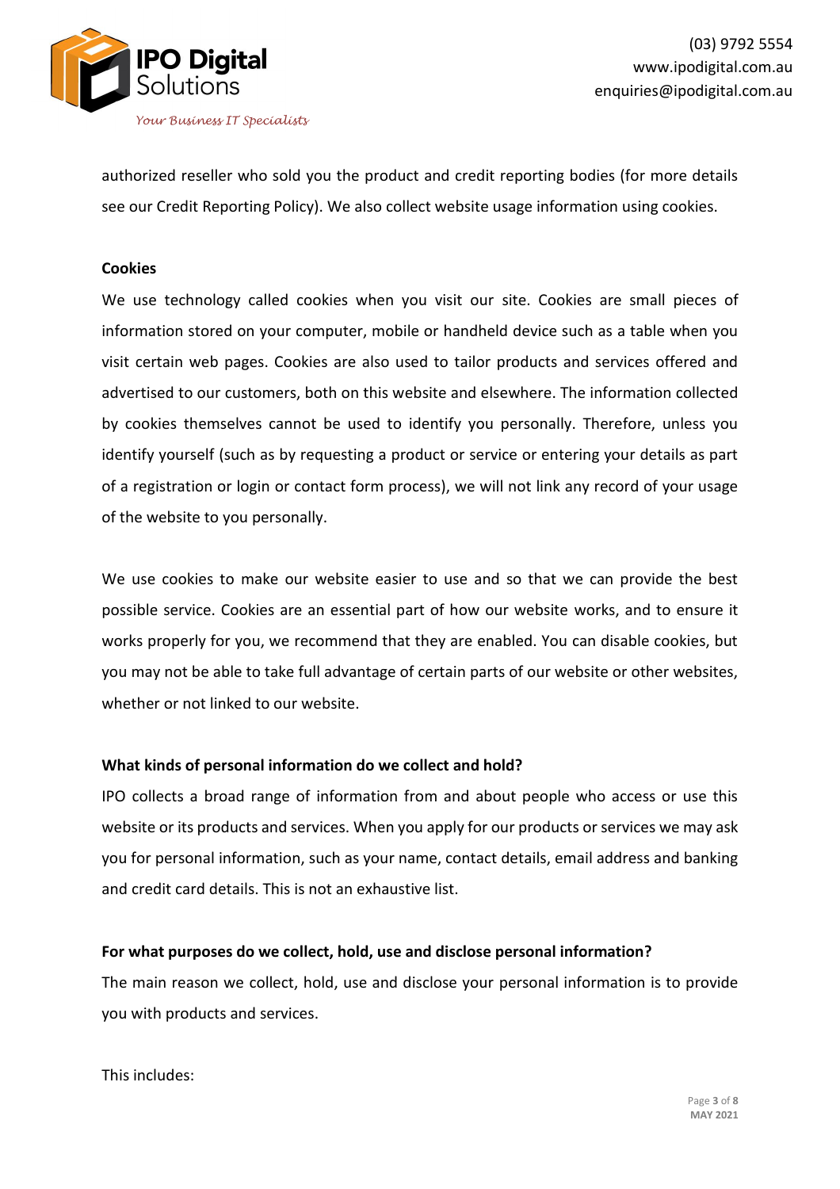authorized reseller who sold you the product and credit reporting bodies (for more details see our Credit Reporting Policy). We also collect website usage information using cookies.

**Cookies**

We use technology called cookies when you visit our site. Cookies are small pieces of information stored on your computer, mobile or handheld device such as a table when you visit certain web pages. Cookies are also used to tailor products and services offered and advertised to our customers, both on this website and elsewhere. The information collected by cookies themselves cannot be used to identify you personally. Therefore, unless you identify yourself (such as by requesting a product or service or entering your details as part of a registration or login or contact form process), we will not link any record of your usage of the website to you personally.

We use cookies to make our website easier to use and so that we can provide the best possible service. Cookies are an essential part of how our website works, and to ensure it works properly for you, we recommend that they are enabled. You can disable cookies, but you may not be able to take full advantage of certain parts of our website or other websites, whether or not linked to our website.

**What kinds of personal information do we collect and hold?**

IPO collects a broad range of information from and about people who access or use this website or its products and services. When you apply for our products or services we may ask you for personal information, such as your name, contact details, email address and banking and credit card details. This is not an exhaustive list.

**For what purposes do we collect, hold, use and disclose personal information?**

The main reason we collect, hold, use and disclose your personal information is to provide you with products and services.

This includes: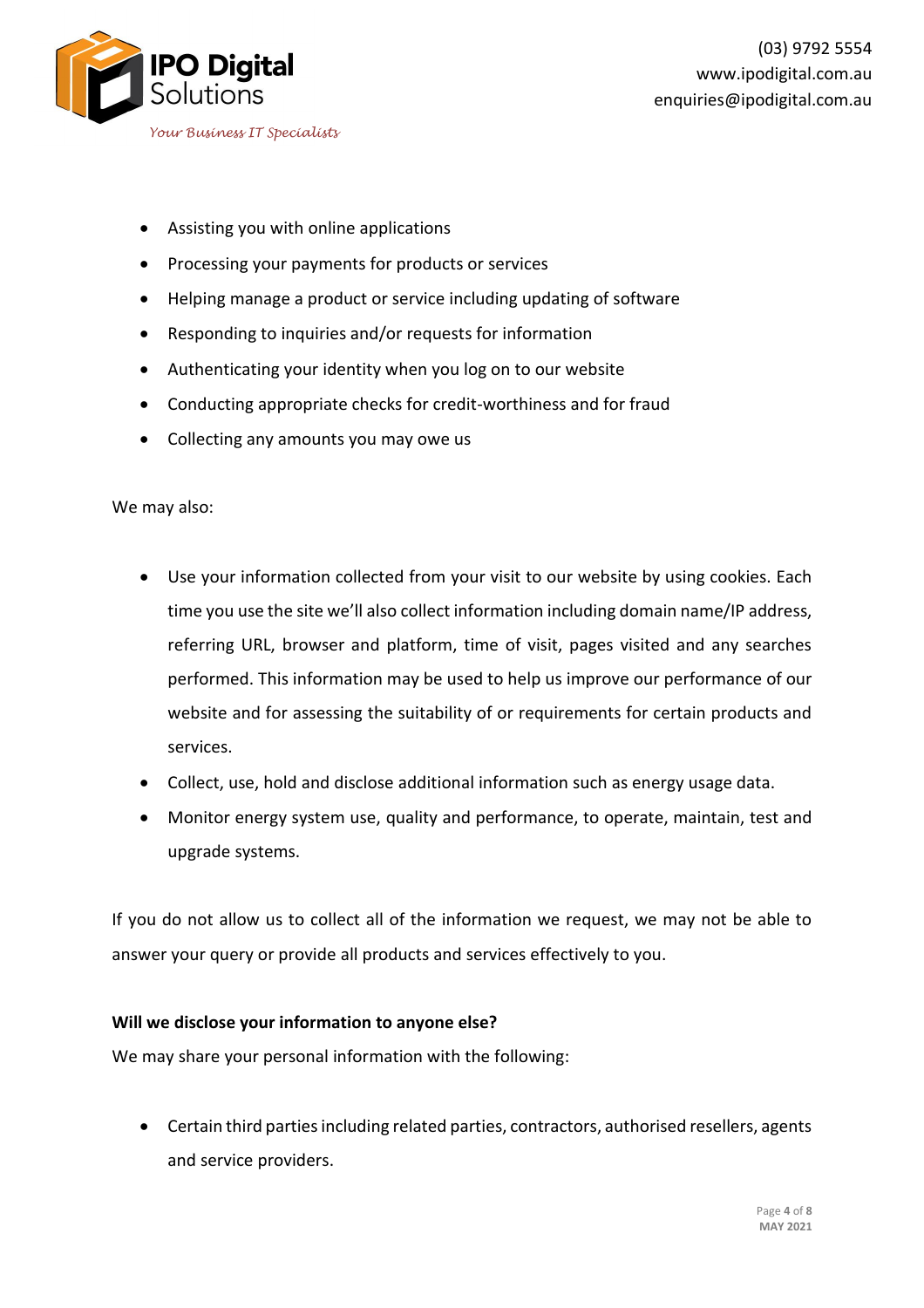- Assisting you with online applications
- Processing your payments for products or services
- Helping manage a product or service including updating of software
- Responding to inquiries and/or requests for information
- Authenticating your identity when you log on to our website
- Conducting appropriate checks for credit-worthiness and for fraud
- Collecting any amounts you may owe us

We may also:

- Use your information collected from your visit to our website by using cookies. Each time you use the site we'll also collect information including domain name/IP address, referring URL, browser and platform, time of visit, pages visited and any searches performed. This information may be used to help us improve our performance of our website and for assessing the suitability of or requirements for certain products and services.
- Collect, use, hold and disclose additional information such as energy usage data.
- Monitor energy system use, quality and performance, to operate, maintain, test and upgrade systems.

If you do not allow us to collect all of the information we request, we may not be able to answer your query or provide all products and services effectively to you.

**Will we disclose your information to anyone else?**

We may share your personal information with the following:

- Certain third parties including related parties, contractors, authorised resellers, agents and service providers.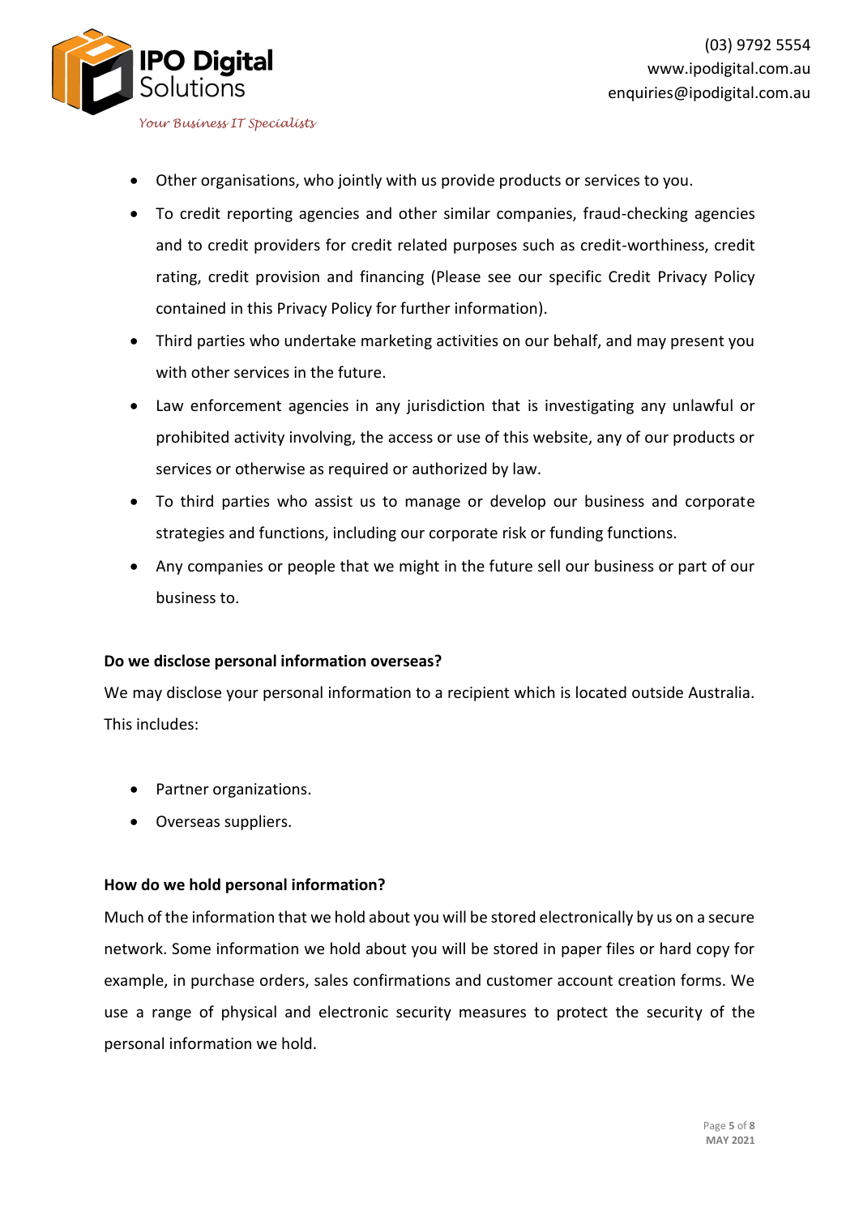- Other organisations, who jointly with us provide products or services to you.
- To credit reporting agencies and other similar companies, fraud-checking agencies and to credit providers for credit related purposes such as credit-worthiness, credit rating, credit provision and financing (Please see our specific Credit Privacy Policy contained in this Privacy Policy for further information).
- Third parties who undertake marketing activities on our behalf, and may present you with other services in the future.
- Law enforcement agencies in any jurisdiction that is investigating any unlawful or prohibited activity involving, the access or use of this website, any of our products or services or otherwise as required or authorized by law.
- To third parties who assist us to manage or develop our business and corporate strategies and functions, including our corporate risk or funding functions.
- Any companies or people that we might in the future sell our business or part of our business to.

**Do we disclose personal information overseas?**

We may disclose your personal information to a recipient which is located outside Australia. This includes:

- Partner organizations.
- Overseas suppliers.

**How do we hold personal information?**

Much of the information that we hold about you will be stored electronically by us on a secure network. Some information we hold about you will be stored in paper files or hard copy for example, in purchase orders, sales confirmations and customer account creation forms. We use a range of physical and electronic security measures to protect the security of the personal information we hold.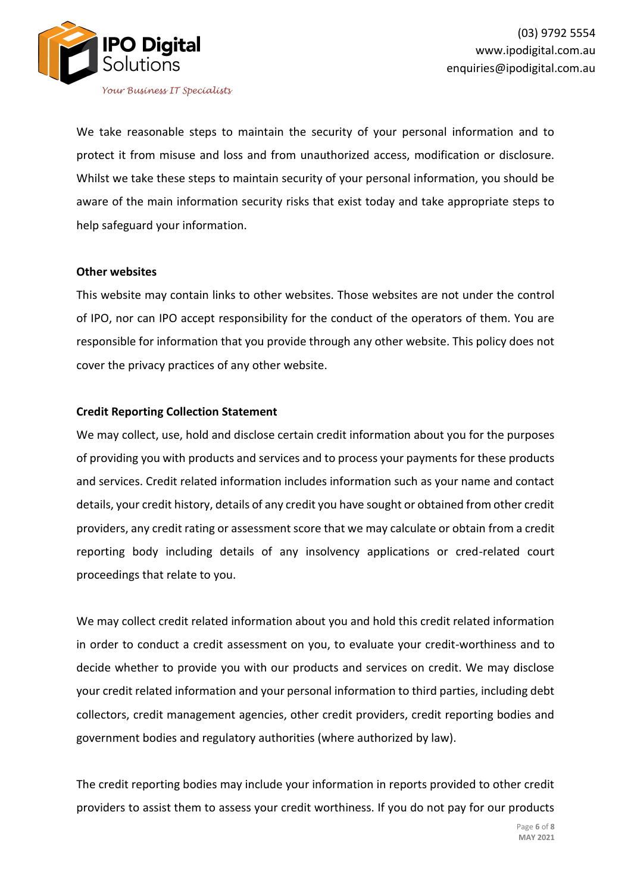We take reasonable steps to maintain the security of your personal information and to protect it from misuse and loss and from unauthorized access, modification or disclosure. Whilst we take these steps to maintain security of your personal information, you should be aware of the main information security risks that exist today and take appropriate steps to help safeguard your information.

**Other websites**

This website may contain links to other websites. Those websites are not under the control of IPO, nor can IPO accept responsibility for the conduct of the operators of them. You are responsible for information that you provide through any other website. This policy does not cover the privacy practices of any other website.

**Credit Reporting Collection Statement**

We may collect, use, hold and disclose certain credit information about you for the purposes of providing you with products and services and to process your payments for these products and services. Credit related information includes information such as your name and contact details, your credit history, details of any credit you have sought or obtained from other credit providers, any credit rating or assessment score that we may calculate or obtain from a credit reporting body including details of any insolvency applications or cred-related court proceedings that relate to you.

We may collect credit related information about you and hold this credit related information in order to conduct a credit assessment on you, to evaluate your credit-worthiness and to decide whether to provide you with our products and services on credit. We may disclose your credit related information and your personal information to third parties, including debt collectors, credit management agencies, other credit providers, credit reporting bodies and government bodies and regulatory authorities (where authorized by law).

The credit reporting bodies may include your information in reports provided to other credit providers to assist them to assess your credit worthiness. If you do not pay for our products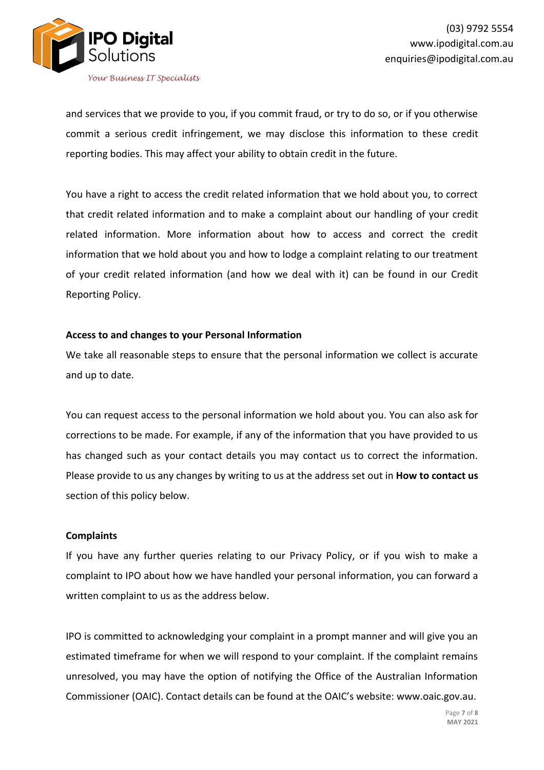and services that we provide to you, if you commit fraud, or try to do so, or if you otherwise commit a serious credit infringement, we may disclose this information to these credit reporting bodies. This may affect your ability to obtain credit in the future.

You have a right to access the credit related information that we hold about you, to correct that credit related information and to make a complaint about our handling of your credit related information. More information about how to access and correct the credit information that we hold about you and how to lodge a complaint relating to our treatment of your credit related information (and how we deal with it) can be found in our Credit Reporting Policy.

**Access to and changes to your Personal Information**

We take all reasonable steps to ensure that the personal information we collect is accurate and up to date.

You can request access to the personal information we hold about you. You can also ask for corrections to be made. For example, if any of the information that you have provided to us has changed such as your contact details you may contact us to correct the information. Please provide to us any changes by writing to us at the address set out in **How to contact us** section of this policy below.

**Complaints**

If you have any further queries relating to our Privacy Policy, or if you wish to make a complaint to IPO about how we have handled your personal information, you can forward a written complaint to us as the address below.

IPO is committed to acknowledging your complaint in a prompt manner and will give you an estimated timeframe for when we will respond to your complaint. If the complaint remains unresolved, you may have the option of notifying the Office of the Australian Information Commissioner (OAIC). Contact details can be found at the OAIC's website: www.oaic.gov.au.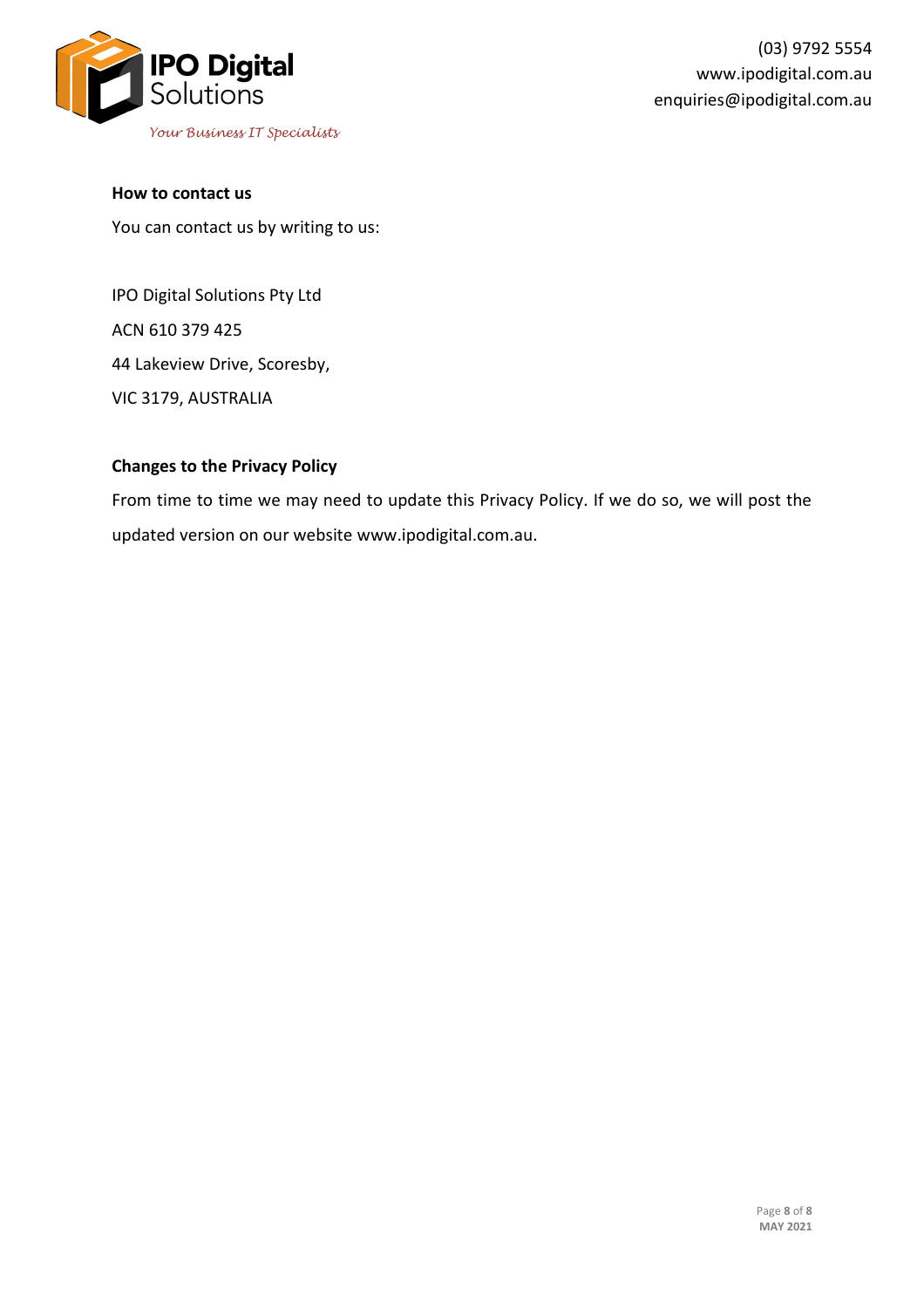**How to contact us**

You can contact us by writing to us:

IPO Digital Solutions Pty Ltd

ACN 610 379 425

44 Lakeview Drive, Scoresby,

VIC 3179, AUSTRALIA

**Changes to the Privacy Policy**

From time to time we may need to update this Privacy Policy. If we do so, we will post the updated version on our website www.ipodigital.com.au.